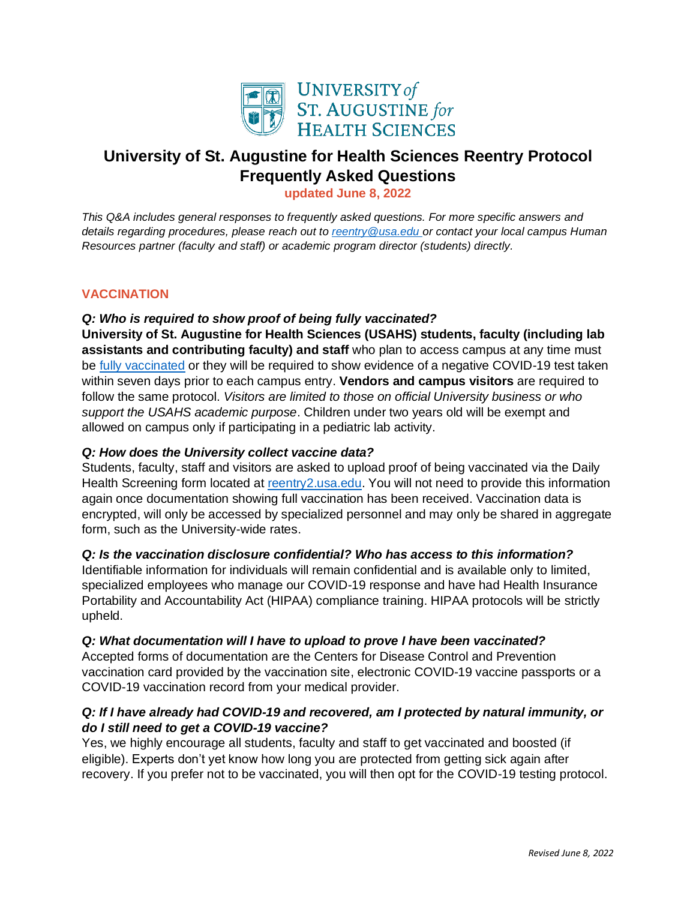# University of St. Augustine for Health Sciences Reentry Protocol Frequently Asked Questions

**updated June 8, 2022**

*This Q&A includes general responses to frequently asked questions. For more specific answers and details regarding procedures, please reach out to [reentry@usa.edu](mailto:reentry@usa.edu) or contact your local campus Human Resources partner (faculty and staff) or academic program director (students) directly.*

## VACCINATION

***Q: Who is required to show proof of being fully vaccinated?***

**University of St. Augustine for Health Sciences (USAHS) students, faculty (including lab assistants and contributing faculty) and staff** who plan to access campus at any time must be [fully vaccinated]() or they will be required to show evidence of a negative COVID-19 test taken within seven days prior to each campus entry. **Vendors and campus visitors** are required to follow the same protocol. *Visitors are limited to those on official University business or who support the USAHS academic purpose*. Children under two years old will be exempt and allowed on campus only if participating in a pediatric lab activity.

***Q: How does the University collect vaccine data?***

Students, faculty, staff and visitors are asked to upload proof of being vaccinated via the Daily Health Screening form located at [reentry2.usa.edu](). You will not need to provide this information again once documentation showing full vaccination has been received. Vaccination data is encrypted, will only be accessed by specialized personnel and may only be shared in aggregate form, such as the University-wide rates.

***Q: Is the vaccination disclosure confidential? Who has access to this information?***

Identifiable information for individuals will remain confidential and is available only to limited, specialized employees who manage our COVID-19 response and have had Health Insurance Portability and Accountability Act (HIPAA) compliance training. HIPAA protocols will be strictly upheld.

***Q: What documentation will I have to upload to prove I have been vaccinated?***

Accepted forms of documentation are the Centers for Disease Control and Prevention vaccination card provided by the vaccination site, electronic COVID-19 vaccine passports or a COVID-19 vaccination record from your medical provider.

***Q: If I have already had COVID-19 and recovered, am I protected by natural immunity, or do I still need to get a COVID-19 vaccine?***

Yes, we highly encourage all students, faculty and staff to get vaccinated and boosted (if eligible). Experts don't yet know how long you are protected from getting sick again after recovery. If you prefer not to be vaccinated, you will then opt for the COVID-19 testing protocol.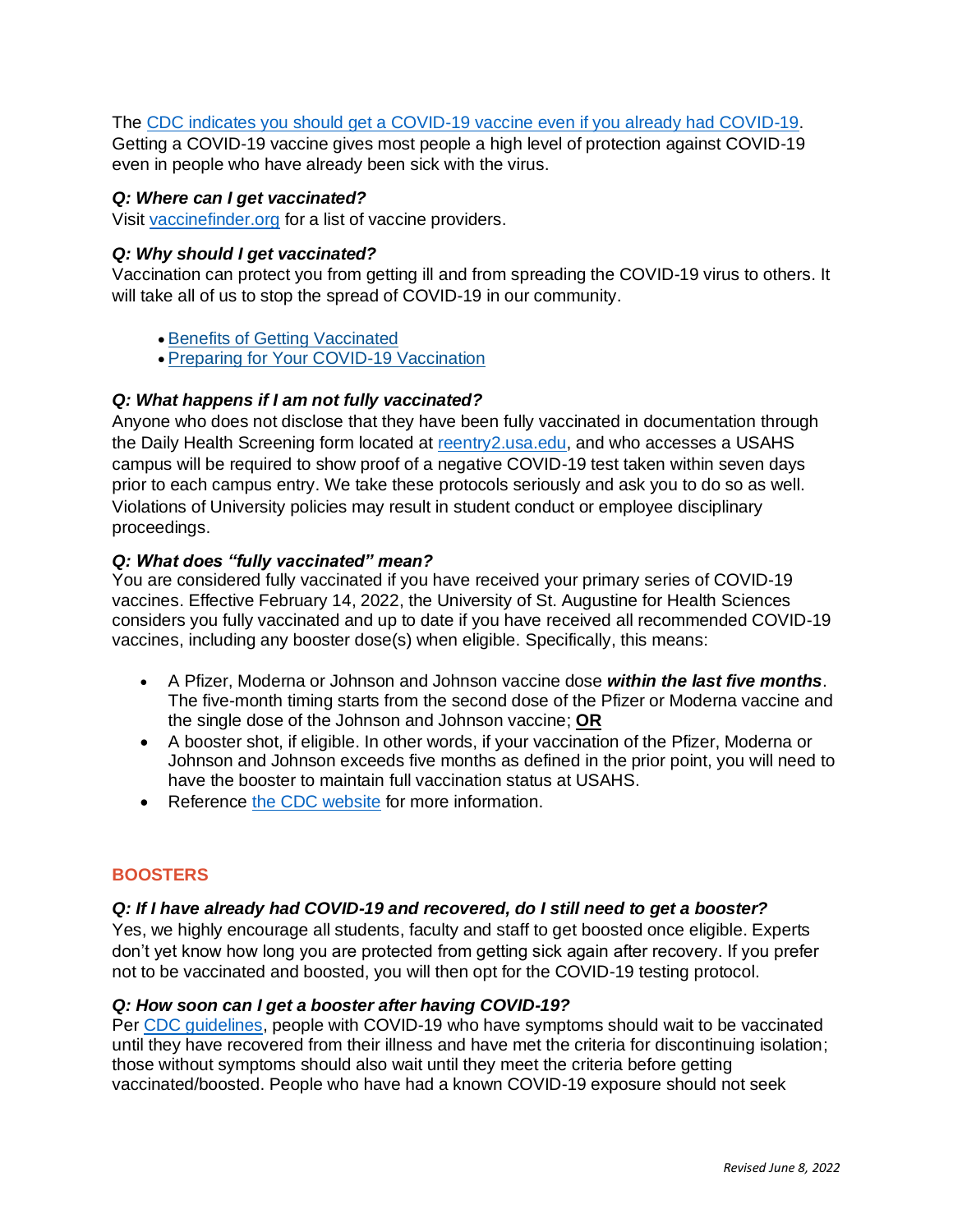The [CDC indicates you should get a COVID-19 vaccine even if you already had COVID-19](). Getting a COVID-19 vaccine gives most people a high level of protection against COVID-19 even in people who have already been sick with the virus.

***Q: Where can I get vaccinated?***
Visit [vaccinefinder.org]() for a list of vaccine providers.

***Q: Why should I get vaccinated?***
Vaccination can protect you from getting ill and from spreading the COVID-19 virus to others. It will take all of us to stop the spread of COVID-19 in our community.

- [Benefits of Getting Vaccinated]()
- [Preparing for Your COVID-19 Vaccination]()

***Q: What happens if I am not fully vaccinated?***
Anyone who does not disclose that they have been fully vaccinated in documentation through the Daily Health Screening form located at [reentry2.usa.edu](), and who accesses a USAHS campus will be required to show proof of a negative COVID-19 test taken within seven days prior to each campus entry. We take these protocols seriously and ask you to do so as well. Violations of University policies may result in student conduct or employee disciplinary proceedings.

***Q: What does "fully vaccinated" mean?***
You are considered fully vaccinated if you have received your primary series of COVID-19 vaccines. Effective February 14, 2022, the University of St. Augustine for Health Sciences considers you fully vaccinated and up to date if you have received all recommended COVID-19 vaccines, including any booster dose(s) when eligible. Specifically, this means:

- A Pfizer, Moderna or Johnson and Johnson vaccine dose ***within the last five months***. The five-month timing starts from the second dose of the Pfizer or Moderna vaccine and the single dose of the Johnson and Johnson vaccine; **OR**
- A booster shot, if eligible. In other words, if your vaccination of the Pfizer, Moderna or Johnson and Johnson exceeds five months as defined in the prior point, you will need to have the booster to maintain full vaccination status at USAHS.
- Reference [the CDC website]() for more information.

## BOOSTERS

***Q: If I have already had COVID-19 and recovered, do I still need to get a booster?***
Yes, we highly encourage all students, faculty and staff to get boosted once eligible. Experts don't yet know how long you are protected from getting sick again after recovery. If you prefer not to be vaccinated and boosted, you will then opt for the COVID-19 testing protocol.

***Q: How soon can I get a booster after having COVID-19?***
Per [CDC guidelines](), people with COVID-19 who have symptoms should wait to be vaccinated until they have recovered from their illness and have met the criteria for discontinuing isolation; those without symptoms should also wait until they meet the criteria before getting vaccinated/boosted. People who have had a known COVID-19 exposure should not seek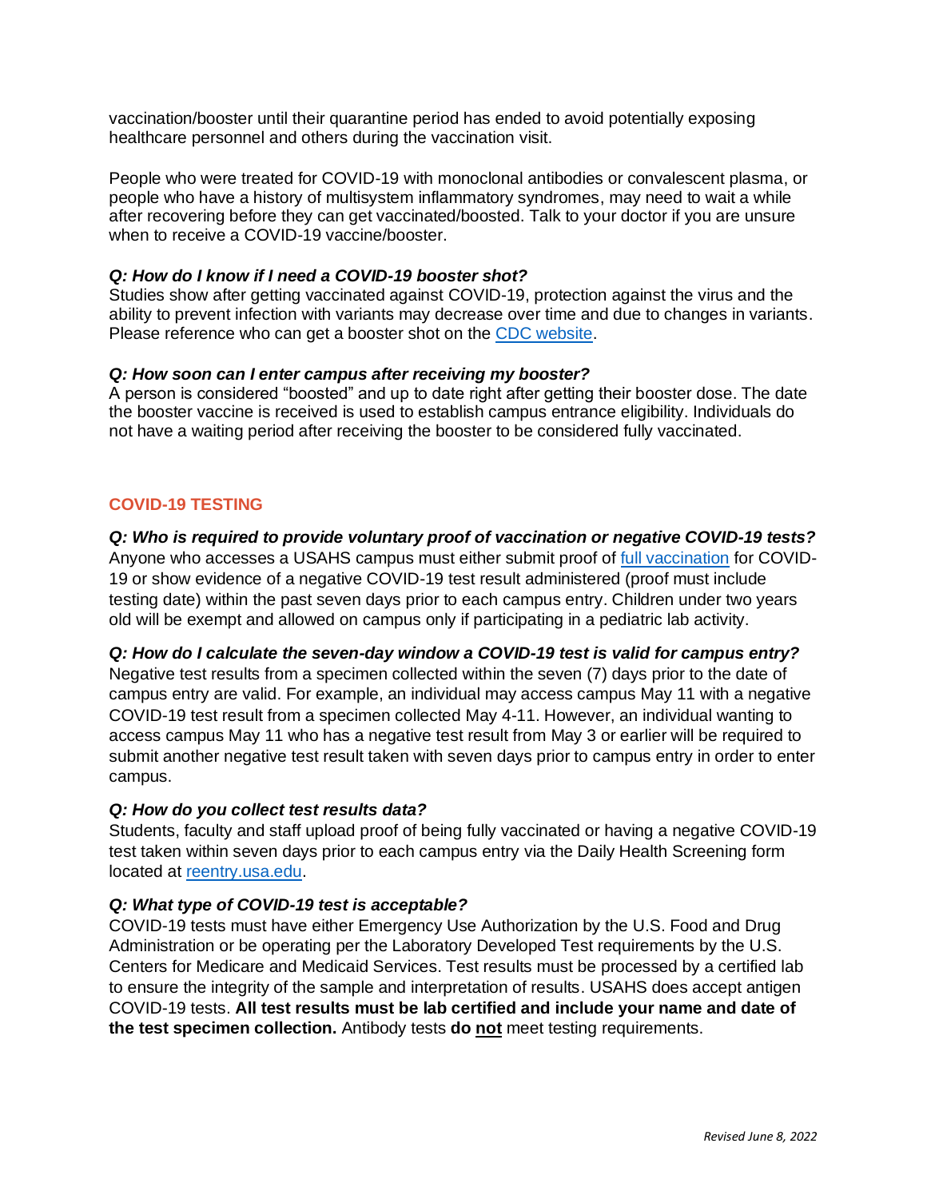vaccination/booster until their quarantine period has ended to avoid potentially exposing healthcare personnel and others during the vaccination visit.

People who were treated for COVID-19 with monoclonal antibodies or convalescent plasma, or people who have a history of multisystem inflammatory syndromes, may need to wait a while after recovering before they can get vaccinated/boosted. Talk to your doctor if you are unsure when to receive a COVID-19 vaccine/booster.

***Q: How do I know if I need a COVID-19 booster shot?***
Studies show after getting vaccinated against COVID-19, protection against the virus and the ability to prevent infection with variants may decrease over time and due to changes in variants. Please reference who can get a booster shot on the [CDC website](CDC website).

***Q: How soon can I enter campus after receiving my booster?***
A person is considered "boosted" and up to date right after getting their booster dose. The date the booster vaccine is received is used to establish campus entrance eligibility. Individuals do not have a waiting period after receiving the booster to be considered fully vaccinated.

## COVID-19 TESTING

***Q: Who is required to provide voluntary proof of vaccination or negative COVID-19 tests?***
Anyone who accesses a USAHS campus must either submit proof of [full vaccination](full vaccination) for COVID-19 or show evidence of a negative COVID-19 test result administered (proof must include testing date) within the past seven days prior to each campus entry. Children under two years old will be exempt and allowed on campus only if participating in a pediatric lab activity.

***Q: How do I calculate the seven-day window a COVID-19 test is valid for campus entry?***
Negative test results from a specimen collected within the seven (7) days prior to the date of campus entry are valid. For example, an individual may access campus May 11 with a negative COVID-19 test result from a specimen collected May 4-11. However, an individual wanting to access campus May 11 who has a negative test result from May 3 or earlier will be required to submit another negative test result taken with seven days prior to campus entry in order to enter campus.

***Q: How do you collect test results data?***
Students, faculty and staff upload proof of being fully vaccinated or having a negative COVID-19 test taken within seven days prior to each campus entry via the Daily Health Screening form located at [reentry.usa.edu](reentry.usa.edu).

***Q: What type of COVID-19 test is acceptable?***
COVID-19 tests must have either Emergency Use Authorization by the U.S. Food and Drug Administration or be operating per the Laboratory Developed Test requirements by the U.S. Centers for Medicare and Medicaid Services. Test results must be processed by a certified lab to ensure the integrity of the sample and interpretation of results. USAHS does accept antigen COVID-19 tests. **All test results must be lab certified and include your name and date of the test specimen collection.** Antibody tests **do not** meet testing requirements.

*Revised June 8, 2022*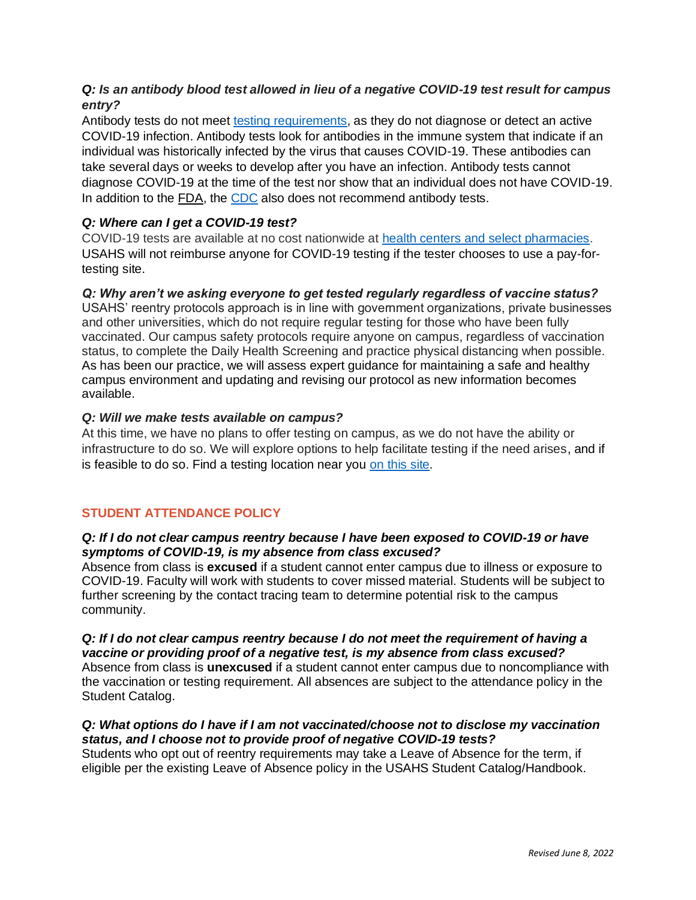***Q: Is an antibody blood test allowed in lieu of a negative COVID-19 test result for campus entry?***

Antibody tests do not meet testing requirements, as they do not diagnose or detect an active COVID-19 infection. Antibody tests look for antibodies in the immune system that indicate if an individual was historically infected by the virus that causes COVID-19. These antibodies can take several days or weeks to develop after you have an infection. Antibody tests cannot diagnose COVID-19 at the time of the test nor show that an individual does not have COVID-19. In addition to the FDA, the CDC also does not recommend antibody tests.

***Q: Where can I get a COVID-19 test?***

COVID-19 tests are available at no cost nationwide at health centers and select pharmacies. USAHS will not reimburse anyone for COVID-19 testing if the tester chooses to use a pay-for-testing site.

***Q: Why aren't we asking everyone to get tested regularly regardless of vaccine status?***

USAHS' reentry protocols approach is in line with government organizations, private businesses and other universities, which do not require regular testing for those who have been fully vaccinated. Our campus safety protocols require anyone on campus, regardless of vaccination status, to complete the Daily Health Screening and practice physical distancing when possible. As has been our practice, we will assess expert guidance for maintaining a safe and healthy campus environment and updating and revising our protocol as new information becomes available.

***Q: Will we make tests available on campus?***

At this time, we have no plans to offer testing on campus, as we do not have the ability or infrastructure to do so. We will explore options to help facilitate testing if the need arises, and if is feasible to do so. Find a testing location near you on this site.

## STUDENT ATTENDANCE POLICY

***Q: If I do not clear campus reentry because I have been exposed to COVID-19 or have symptoms of COVID-19, is my absence from class excused?***

Absence from class is **excused** if a student cannot enter campus due to illness or exposure to COVID-19. Faculty will work with students to cover missed material. Students will be subject to further screening by the contact tracing team to determine potential risk to the campus community.

***Q: If I do not clear campus reentry because I do not meet the requirement of having a vaccine or providing proof of a negative test, is my absence from class excused?***

Absence from class is **unexcused** if a student cannot enter campus due to noncompliance with the vaccination or testing requirement. All absences are subject to the attendance policy in the Student Catalog.

***Q: What options do I have if I am not vaccinated/choose not to disclose my vaccination status, and I choose not to provide proof of negative COVID-19 tests?***

Students who opt out of reentry requirements may take a Leave of Absence for the term, if eligible per the existing Leave of Absence policy in the USAHS Student Catalog/Handbook.

*Revised June 8, 2022*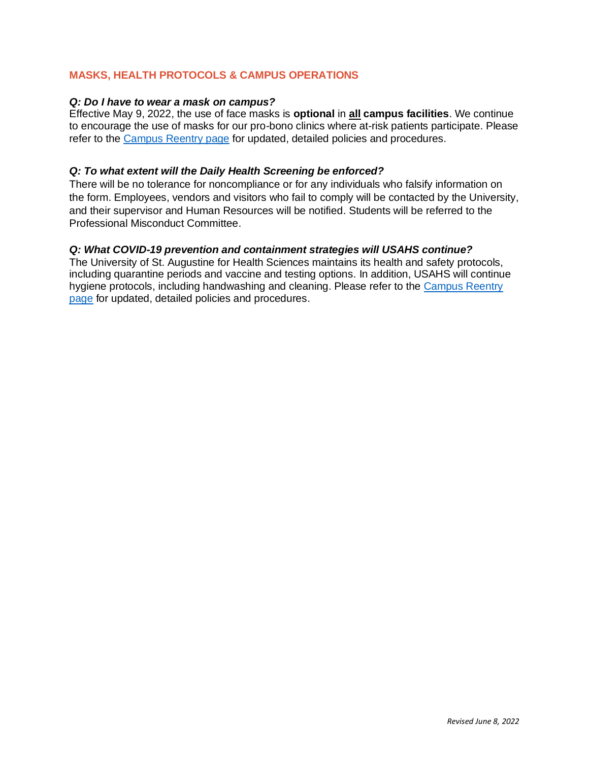## MASKS, HEALTH PROTOCOLS & CAMPUS OPERATIONS

***Q: Do I have to wear a mask on campus?***
Effective May 9, 2022, the use of face masks is **optional** in **all campus facilities**. We continue to encourage the use of masks for our pro-bono clinics where at-risk patients participate. Please refer to the Campus Reentry page for updated, detailed policies and procedures.

***Q: To what extent will the Daily Health Screening be enforced?***
There will be no tolerance for noncompliance or for any individuals who falsify information on the form. Employees, vendors and visitors who fail to comply will be contacted by the University, and their supervisor and Human Resources will be notified. Students will be referred to the Professional Misconduct Committee.

***Q: What COVID-19 prevention and containment strategies will USAHS continue?***
The University of St. Augustine for Health Sciences maintains its health and safety protocols, including quarantine periods and vaccine and testing options. In addition, USAHS will continue hygiene protocols, including handwashing and cleaning. Please refer to the Campus Reentry page for updated, detailed policies and procedures.

*Revised June 8, 2022*